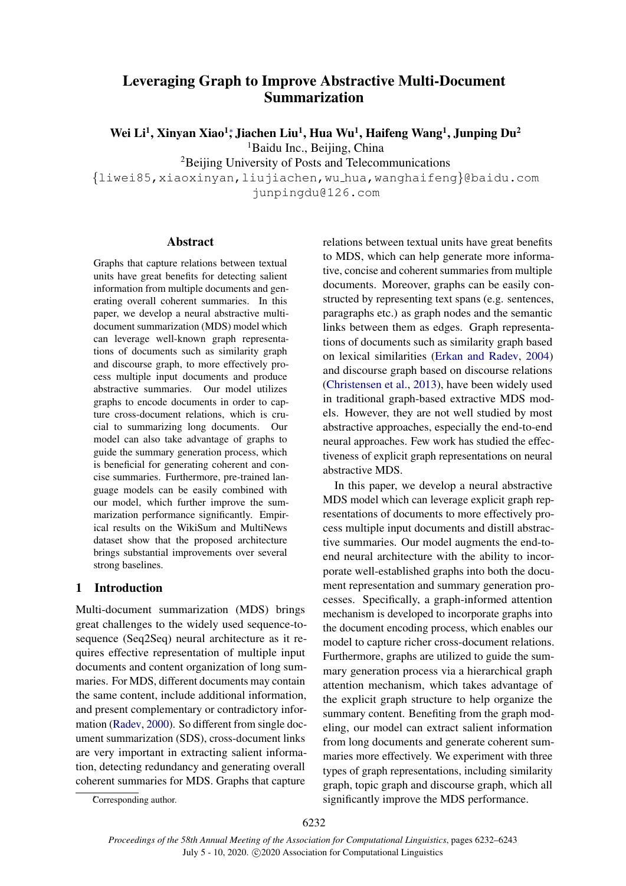# Leveraging Graph to Improve Abstractive Multi-Document Summarization

**Wei Li[1], Xinyan Xiao[1]\*, Jiachen Liu[1], Hua Wu[1], Haifeng Wang[1], Junping Du[2]**

[1]Baidu Inc., Beijing, China

[2]Beijing University of Posts and Telecommunications

{liwei85,xiaoxinyan,liujiachen,wu_hua,wanghaifeng}@baidu.com

junpingdu@126.com

## Abstract

Graphs that capture relations between textual units have great benefits for detecting salient information from multiple documents and generating overall coherent summaries. In this paper, we develop a neural abstractive multi-document summarization (MDS) model which can leverage well-known graph representations of documents such as similarity graph and discourse graph, to more effectively process multiple input documents and produce abstractive summaries. Our model utilizes graphs to encode documents in order to capture cross-document relations, which is crucial to summarizing long documents. Our model can also take advantage of graphs to guide the summary generation process, which is beneficial for generating coherent and concise summaries. Furthermore, pre-trained language models can be easily combined with our model, which further improve the summarization performance significantly. Empirical results on the WikiSum and MultiNews dataset show that the proposed architecture brings substantial improvements over several strong baselines.

## 1 Introduction

Multi-document summarization (MDS) brings great challenges to the widely used sequence-to-sequence (Seq2Seq) neural architecture as it requires effective representation of multiple input documents and content organization of long summaries. For MDS, different documents may contain the same content, include additional information, and present complementary or contradictory information (Radev, 2000). So different from single document summarization (SDS), cross-document links are very important in extracting salient information, detecting redundancy and generating overall coherent summaries for MDS. Graphs that capture relations between textual units have great benefits to MDS, which can help generate more informative, concise and coherent summaries from multiple documents. Moreover, graphs can be easily constructed by representing text spans (e.g. sentences, paragraphs etc.) as graph nodes and the semantic links between them as edges. Graph representations of documents such as similarity graph based on lexical similarities (Erkan and Radev, 2004) and discourse graph based on discourse relations (Christensen et al., 2013), have been widely used in traditional graph-based extractive MDS models. However, they are not well studied by most abstractive approaches, especially the end-to-end neural approaches. Few work has studied the effectiveness of explicit graph representations on neural abstractive MDS.

In this paper, we develop a neural abstractive MDS model which can leverage explicit graph representations of documents to more effectively process multiple input documents and distill abstractive summaries. Our model augments the end-to-end neural architecture with the ability to incorporate well-established graphs into both the document representation and summary generation processes. Specifically, a graph-informed attention mechanism is developed to incorporate graphs into the document encoding process, which enables our model to capture richer cross-document relations. Furthermore, graphs are utilized to guide the summary generation process via a hierarchical graph attention mechanism, which takes advantage of the explicit graph structure to help organize the summary content. Benefiting from the graph modeling, our model can extract salient information from long documents and generate coherent summaries more effectively. We experiment with three types of graph representations, including similarity graph, topic graph and discourse graph, which all significantly improve the MDS performance.

\*Corresponding author.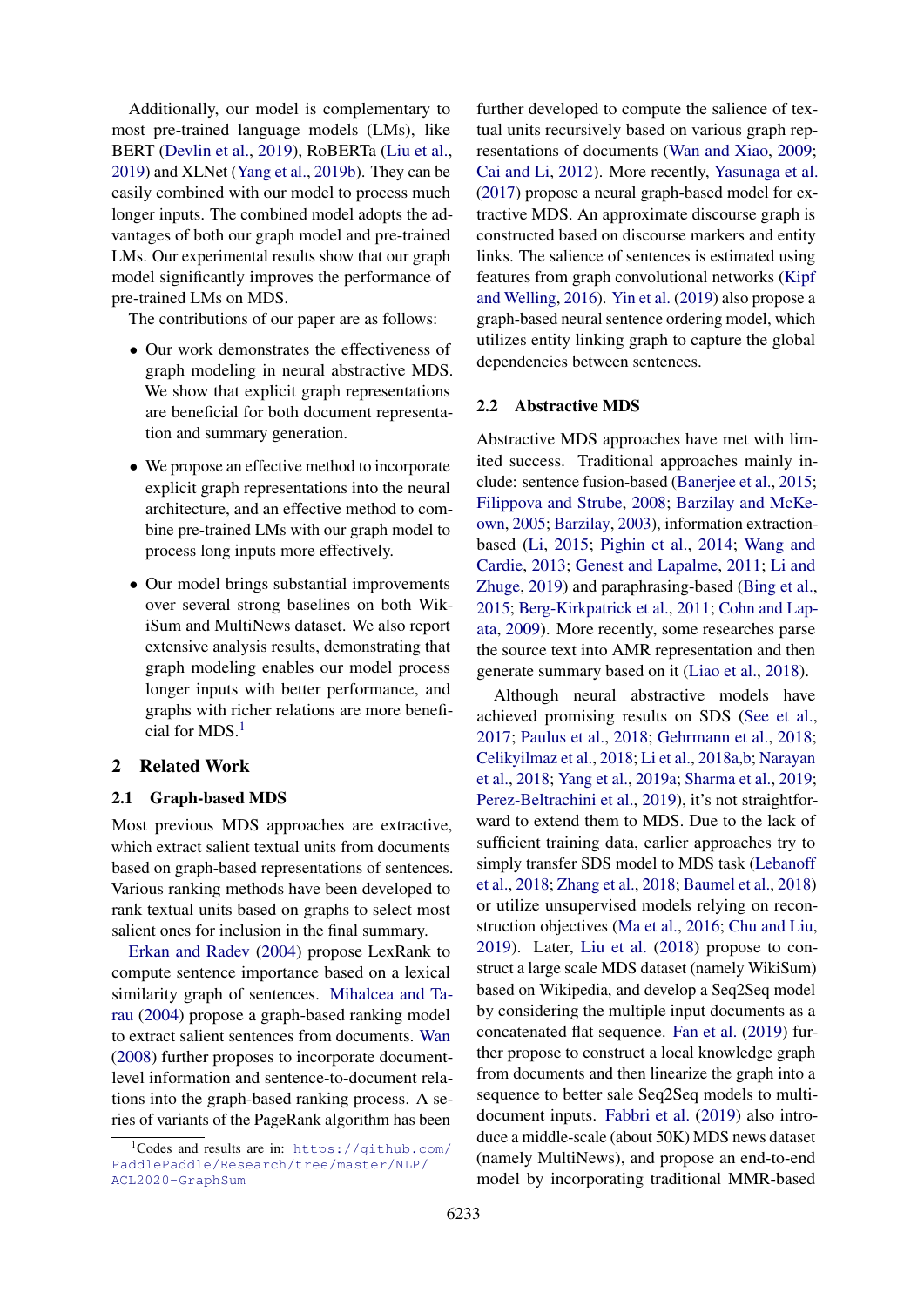Additionally, our model is complementary to most pre-trained language models (LMs), like BERT (Devlin et al., 2019), RoBERTa (Liu et al., 2019) and XLNet (Yang et al., 2019b). They can be easily combined with our model to process much longer inputs. The combined model adopts the advantages of both our graph model and pre-trained LMs. Our experimental results show that our graph model significantly improves the performance of pre-trained LMs on MDS.

The contributions of our paper are as follows:

- Our work demonstrates the effectiveness of graph modeling in neural abstractive MDS. We show that explicit graph representations are beneficial for both document representation and summary generation.
- We propose an effective method to incorporate explicit graph representations into the neural architecture, and an effective method to combine pre-trained LMs with our graph model to process long inputs more effectively.
- Our model brings substantial improvements over several strong baselines on both WikiSum and MultiNews dataset. We also report extensive analysis results, demonstrating that graph modeling enables our model process longer inputs with better performance, and graphs with richer relations are more beneficial for MDS.[1]

## 2 Related Work

### 2.1 Graph-based MDS

Most previous MDS approaches are extractive, which extract salient textual units from documents based on graph-based representations of sentences. Various ranking methods have been developed to rank textual units based on graphs to select most salient ones for inclusion in the final summary.

Erkan and Radev (2004) propose LexRank to compute sentence importance based on a lexical similarity graph of sentences. Mihalcea and Tarau (2004) propose a graph-based ranking model to extract salient sentences from documents. Wan (2008) further proposes to incorporate document-level information and sentence-to-document relations into the graph-based ranking process. A series of variants of the PageRank algorithm has been further developed to compute the salience of textual units recursively based on various graph representations of documents (Wan and Xiao, 2009; Cai and Li, 2012). More recently, Yasunaga et al. (2017) propose a neural graph-based model for extractive MDS. An approximate discourse graph is constructed based on discourse markers and entity links. The salience of sentences is estimated using features from graph convolutional networks (Kipf and Welling, 2016). Yin et al. (2019) also propose a graph-based neural sentence ordering model, which utilizes entity linking graph to capture the global dependencies between sentences.

### 2.2 Abstractive MDS

Abstractive MDS approaches have met with limited success. Traditional approaches mainly include: sentence fusion-based (Banerjee et al., 2015; Filippova and Strube, 2008; Barzilay and McKeown, 2005; Barzilay, 2003), information extraction-based (Li, 2015; Pighin et al., 2014; Wang and Cardie, 2013; Genest and Lapalme, 2011; Li and Zhuge, 2019) and paraphrasing-based (Bing et al., 2015; Berg-Kirkpatrick et al., 2011; Cohn and Lapata, 2009). More recently, some researches parse the source text into AMR representation and then generate summary based on it (Liao et al., 2018).

Although neural abstractive models have achieved promising results on SDS (See et al., 2017; Paulus et al., 2018; Gehrmann et al., 2018; Celikyilmaz et al., 2018; Li et al., 2018a,b; Narayan et al., 2018; Yang et al., 2019a; Sharma et al., 2019; Perez-Beltrachini et al., 2019), it's not straightforward to extend them to MDS. Due to the lack of sufficient training data, earlier approaches try to simply transfer SDS model to MDS task (Lebanoff et al., 2018; Zhang et al., 2018; Baumel et al., 2018) or utilize unsupervised models relying on reconstruction objectives (Ma et al., 2016; Chu and Liu, 2019). Later, Liu et al. (2018) propose to construct a large scale MDS dataset (namely WikiSum) based on Wikipedia, and develop a Seq2Seq model by considering the multiple input documents as a concatenated flat sequence. Fan et al. (2019) further propose to construct a local knowledge graph from documents and then linearize the graph into a sequence to better sale Seq2Seq models to multi-document inputs. Fabbri et al. (2019) also introduce a middle-scale (about 50K) MDS news dataset (namely MultiNews), and propose an end-to-end model by incorporating traditional MMR-based

[1] Codes and results are in: https://github.com/PaddlePaddle/Research/tree/master/NLP/ACL2020-GraphSum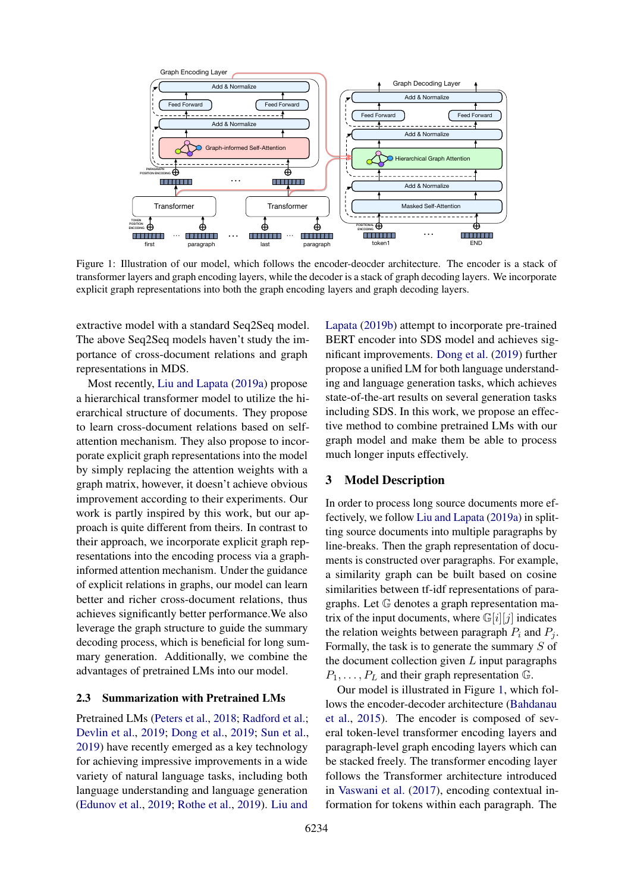Figure 1: Illustration of our model, which follows the encoder-deocder architecture. The encoder is a stack of transformer layers and graph encoding layers, while the decoder is a stack of graph decoding layers. We incorporate explicit graph representations into both the graph encoding layers and graph decoding layers.

extractive model with a standard Seq2Seq model. The above Seq2Seq models haven't study the importance of cross-document relations and graph representations in MDS.

Most recently, Liu and Lapata (2019a) propose a hierarchical transformer model to utilize the hierarchical structure of documents. They propose to learn cross-document relations based on self-attention mechanism. They also propose to incorporate explicit graph representations into the model by simply replacing the attention weights with a graph matrix, however, it doesn't achieve obvious improvement according to their experiments. Our work is partly inspired by this work, but our approach is quite different from theirs. In contrast to their approach, we incorporate explicit graph representations into the encoding process via a graph-informed attention mechanism. Under the guidance of explicit relations in graphs, our model can learn better and richer cross-document relations, thus achieves significantly better performance.We also leverage the graph structure to guide the summary decoding process, which is beneficial for long summary generation. Additionally, we combine the advantages of pretrained LMs into our model.

### 2.3 Summarization with Pretrained LMs

Pretrained LMs (Peters et al., 2018; Radford et al.; Devlin et al., 2019; Dong et al., 2019; Sun et al., 2019) have recently emerged as a key technology for achieving impressive improvements in a wide variety of natural language tasks, including both language understanding and language generation (Edunov et al., 2019; Rothe et al., 2019). Liu and Lapata (2019b) attempt to incorporate pre-trained BERT encoder into SDS model and achieves significant improvements. Dong et al. (2019) further propose a unified LM for both language understanding and language generation tasks, which achieves state-of-the-art results on several generation tasks including SDS. In this work, we propose an effective method to combine pretrained LMs with our graph model and make them be able to process much longer inputs effectively.

## 3 Model Description

In order to process long source documents more effectively, we follow Liu and Lapata (2019a) in splitting source documents into multiple paragraphs by line-breaks. Then the graph representation of documents is constructed over paragraphs. For example, a similarity graph can be built based on cosine similarities between tf-idf representations of paragraphs. Let $\mathbb{G}$ denotes a graph representation matrix of the input documents, where $\mathbb{G}[i][j]$ indicates the relation weights between paragraph $P_i$ and $P_j$. Formally, the task is to generate the summary $S$ of the document collection given $L$ input paragraphs $P_1, \dots, P_L$ and their graph representation $\mathbb{G}$.

Our model is illustrated in Figure 1, which follows the encoder-decoder architecture (Bahdanau et al., 2015). The encoder is composed of several token-level transformer encoding layers and paragraph-level graph encoding layers which can be stacked freely. The transformer encoding layer follows the Transformer architecture introduced in Vaswani et al. (2017), encoding contextual information for tokens within each paragraph. The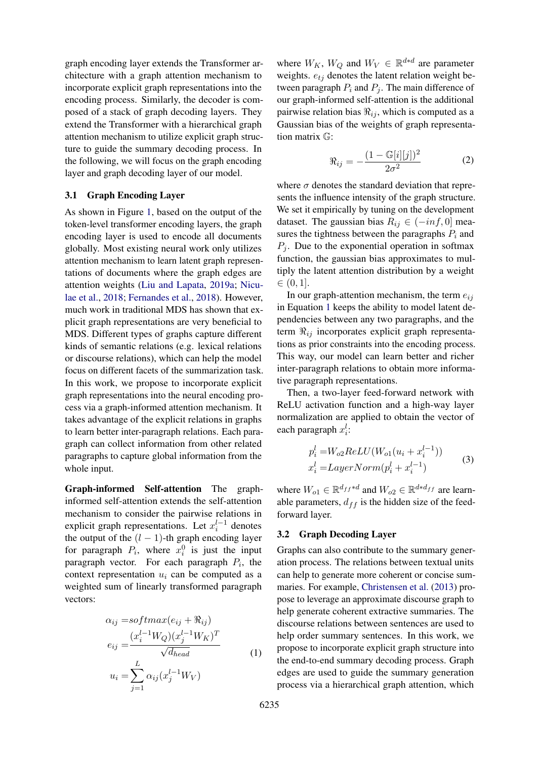graph encoding layer extends the Transformer architecture with a graph attention mechanism to incorporate explicit graph representations into the encoding process. Similarly, the decoder is composed of a stack of graph decoding layers. They extend the Transformer with a hierarchical graph attention mechanism to utilize explicit graph structure to guide the summary decoding process. In the following, we will focus on the graph encoding layer and graph decoding layer of our model.

### 3.1 Graph Encoding Layer

As shown in Figure 1, based on the output of the token-level transformer encoding layers, the graph encoding layer is used to encode all documents globally. Most existing neural work only utilizes attention mechanism to learn latent graph representations of documents where the graph edges are attention weights (Liu and Lapata, 2019a; Niculae et al., 2018; Fernandes et al., 2018). However, much work in traditional MDS has shown that explicit graph representations are very beneficial to MDS. Different types of graphs capture different kinds of semantic relations (e.g. lexical relations or discourse relations), which can help the model focus on different facets of the summarization task. In this work, we propose to incorporate explicit graph representations into the neural encoding process via a graph-informed attention mechanism. It takes advantage of the explicit relations in graphs to learn better inter-paragraph relations. Each paragraph can collect information from other related paragraphs to capture global information from the whole input.

**Graph-informed Self-attention** The graph-informed self-attention extends the self-attention mechanism to consider the pairwise relations in explicit graph representations. Let $x_i^{l-1}$ denotes the output of the $(l-1)$-th graph encoding layer for paragraph $P_i$, where $x_i^0$ is just the input paragraph vector. For each paragraph $P_i$, the context representation $u_i$ can be computed as a weighted sum of linearly transformed paragraph vectors:

$$
\begin{aligned}
\alpha_{ij} &= softmax(e_{ij} + \Re_{ij}) \\
e_{ij} &= \frac{(x_i^{l-1} W_Q)(x_j^{l-1} W_K)^T}{\sqrt{d_{head}}} \\
u_i &= \sum_{j=1}^{L} \alpha_{ij} (x_j^{l-1} W_V)
\end{aligned}
\tag{1}
$$

where $W_K$, $W_Q$ and $W_V \in \mathbb{R}^{d*d}$ are parameter weights. $e_{tj}$ denotes the latent relation weight between paragraph $P_i$ and $P_j$. The main difference of our graph-informed self-attention is the additional pairwise relation bias $\Re_{ij}$, which is computed as a Gaussian bias of the weights of graph representation matrix $\mathbb{G}$:

$$
\Re_{ij} = -\frac{(1 - \mathbb{G}[i][j])^2}{2\sigma^2} \tag{2}
$$

where $\sigma$ denotes the standard deviation that represents the influence intensity of the graph structure. We set it empirically by tuning on the development dataset. The gaussian bias $R_{ij} \in (-inf, 0]$ measures the tightness between the paragraphs $P_i$ and $P_j$. Due to the exponential operation in softmax function, the gaussian bias approximates to multiply the latent attention distribution by a weight $\in (0, 1]$.

In our graph-attention mechanism, the term $e_{ij}$ in Equation 1 keeps the ability to model latent dependencies between any two paragraphs, and the term $\Re_{ij}$ incorporates explicit graph representations as prior constraints into the encoding process. This way, our model can learn better and richer inter-paragraph relations to obtain more informative paragraph representations.

Then, a two-layer feed-forward network with ReLU activation function and a high-way layer normalization are applied to obtain the vector of each paragraph $x_i^l$:

$$
\begin{aligned}
p_i^l &= W_{o2} ReLU(W_{o1}(u_i + x_i^{l-1})) \\
x_i^l &= LayerNorm(p_i^l + x_i^{l-1})
\end{aligned}
\tag{3}
$$

where $W_{o1} \in \mathbb{R}^{d_{ff}*d}$ and $W_{o2} \in \mathbb{R}^{d*d_{ff}}$ are learnable parameters, $d_{ff}$ is the hidden size of the feed-forward layer.

### 3.2 Graph Decoding Layer

Graphs can also contribute to the summary generation process. The relations between textual units can help to generate more coherent or concise summaries. For example, Christensen et al. (2013) propose to leverage an approximate discourse graph to help generate coherent extractive summaries. The discourse relations between sentences are used to help order summary sentences. In this work, we propose to incorporate explicit graph structure into the end-to-end summary decoding process. Graph edges are used to guide the summary generation process via a hierarchical graph attention, which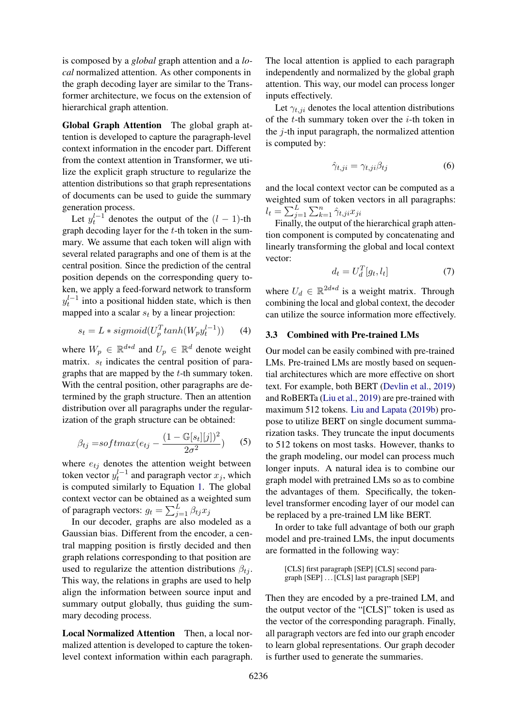is composed by a *global* graph attention and a *local* normalized attention. As other components in the graph decoding layer are similar to the Transformer architecture, we focus on the extension of hierarchical graph attention.

**Global Graph Attention** The global graph attention is developed to capture the paragraph-level context information in the encoder part. Different from the context attention in Transformer, we utilize the explicit graph structure to regularize the attention distributions so that graph representations of documents can be used to guide the summary generation process.

Let $y_t^{l-1}$ denotes the output of the $(l-1)$-th graph decoding layer for the $t$-th token in the summary. We assume that each token will align with several related paragraphs and one of them is at the central position. Since the prediction of the central position depends on the corresponding query token, we apply a feed-forward network to transform $y_t^{l-1}$ into a positional hidden state, which is then mapped into a scalar $s_t$ by a linear projection:

$$s_t = L * sigmoid(U_p^T tanh(W_p y_t^{l-1})) \tag{4}$$

where $W_p \in \mathbb{R}^{d*d}$ and $U_p \in \mathbb{R}^d$ denote weight matrix. $s_t$ indicates the central position of paragraphs that are mapped by the $t$-th summary token. With the central position, other paragraphs are determined by the graph structure. Then an attention distribution over all paragraphs under the regularization of the graph structure can be obtained:

$$\beta_{tj} = softmax(e_{tj} - \frac{(1 - \mathbb{G}[s_t][j])^2}{2\sigma^2}) \tag{5}$$

where $e_{tj}$ denotes the attention weight between token vector $y_t^{l-1}$ and paragraph vector $x_j$, which is computed similarly to Equation 1. The global context vector can be obtained as a weighted sum of paragraph vectors: $g_t = \sum_{j=1}^{L} \beta_{tj} x_j$

In our decoder, graphs are also modeled as a Gaussian bias. Different from the encoder, a central mapping position is firstly decided and then graph relations corresponding to that position are used to regularize the attention distributions $\beta_{tj}$. This way, the relations in graphs are used to help align the information between source input and summary output globally, thus guiding the summary decoding process.

**Local Normalized Attention** Then, a local normalized attention is developed to capture the token-level context information within each paragraph. The local attention is applied to each paragraph independently and normalized by the global graph attention. This way, our model can process longer inputs effectively.

Let $\gamma_{t,ji}$ denotes the local attention distributions of the $t$-th summary token over the $i$-th token in the $j$-th input paragraph, the normalized attention is computed by:

$$\hat{\gamma}_{t,ji} = \gamma_{t,ji} \beta_{tj} \tag{6}$$

and the local context vector can be computed as a weighted sum of token vectors in all paragraphs: $l_t = \sum_{j=1}^{L} \sum_{k=1}^{n} \hat{\gamma}_{t,ji} x_{ji}$

Finally, the output of the hierarchical graph attention component is computed by concatenating and linearly transforming the global and local context vector:

$$d_t = U_d^T [g_t, l_t] \tag{7}$$

where $U_d \in \mathbb{R}^{2d*d}$ is a weight matrix. Through combining the local and global context, the decoder can utilize the source information more effectively.

### 3.3 Combined with Pre-trained LMs

Our model can be easily combined with pre-trained LMs. Pre-trained LMs are mostly based on sequential architectures which are more effective on short text. For example, both BERT (Devlin et al., 2019) and RoBERTa (Liu et al., 2019) are pre-trained with maximum 512 tokens. Liu and Lapata (2019b) propose to utilize BERT on single document summarization tasks. They truncate the input documents to 512 tokens on most tasks. However, thanks to the graph modeling, our model can process much longer inputs. A natural idea is to combine our graph model with pretrained LMs so as to combine the advantages of them. Specifically, the token-level transformer encoding layer of our model can be replaced by a pre-trained LM like BERT.

In order to take full advantage of both our graph model and pre-trained LMs, the input documents are formatted in the following way:

> [CLS] first paragraph [SEP] [CLS] second paragraph [SEP] ... [CLS] last paragraph [SEP]

Then they are encoded by a pre-trained LM, and the output vector of the "[CLS]" token is used as the vector of the corresponding paragraph. Finally, all paragraph vectors are fed into our graph encoder to learn global representations. Our graph decoder is further used to generate the summaries.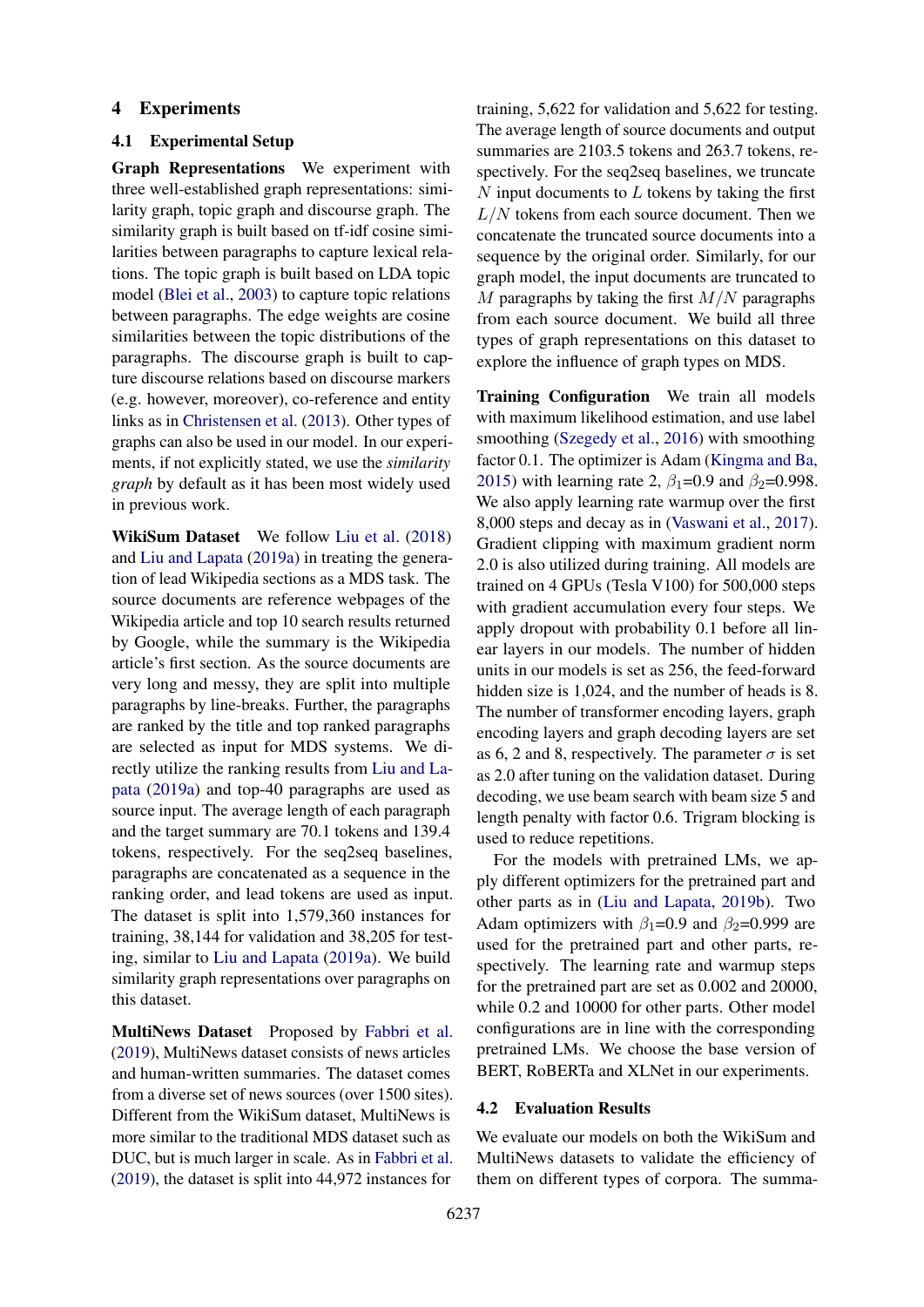## 4 Experiments

### 4.1 Experimental Setup

**Graph Representations** We experiment with three well-established graph representations: similarity graph, topic graph and discourse graph. The similarity graph is built based on tf-idf cosine similarities between paragraphs to capture lexical relations. The topic graph is built based on LDA topic model (Blei et al., 2003) to capture topic relations between paragraphs. The edge weights are cosine similarities between the topic distributions of the paragraphs. The discourse graph is built to capture discourse relations based on discourse markers (e.g. however, moreover), co-reference and entity links as in Christensen et al. (2013). Other types of graphs can also be used in our model. In our experiments, if not explicitly stated, we use the *similarity graph* by default as it has been most widely used in previous work.

**WikiSum Dataset** We follow Liu et al. (2018) and Liu and Lapata (2019a) in treating the generation of lead Wikipedia sections as a MDS task. The source documents are reference webpages of the Wikipedia article and top 10 search results returned by Google, while the summary is the Wikipedia article's first section. As the source documents are very long and messy, they are split into multiple paragraphs by line-breaks. Further, the paragraphs are ranked by the title and top ranked paragraphs are selected as input for MDS systems. We directly utilize the ranking results from Liu and Lapata (2019a) and top-40 paragraphs are used as source input. The average length of each paragraph and the target summary are 70.1 tokens and 139.4 tokens, respectively. For the seq2seq baselines, paragraphs are concatenated as a sequence in the ranking order, and lead tokens are used as input. The dataset is split into 1,579,360 instances for training, 38,144 for validation and 38,205 for testing, similar to Liu and Lapata (2019a). We build similarity graph representations over paragraphs on this dataset.

**MultiNews Dataset** Proposed by Fabbri et al. (2019), MultiNews dataset consists of news articles and human-written summaries. The dataset comes from a diverse set of news sources (over 1500 sites). Different from the WikiSum dataset, MultiNews is more similar to the traditional MDS dataset such as DUC, but is much larger in scale. As in Fabbri et al. (2019), the dataset is split into 44,972 instances for training, 5,622 for validation and 5,622 for testing. The average length of source documents and output summaries are 2103.5 tokens and 263.7 tokens, respectively. For the seq2seq baselines, we truncate $N$ input documents to $L$ tokens by taking the first $L/N$ tokens from each source document. Then we concatenate the truncated source documents into a sequence by the original order. Similarly, for our graph model, the input documents are truncated to $M$ paragraphs by taking the first $M/N$ paragraphs from each source document. We build all three types of graph representations on this dataset to explore the influence of graph types on MDS.

**Training Configuration** We train all models with maximum likelihood estimation, and use label smoothing (Szegedy et al., 2016) with smoothing factor 0.1. The optimizer is Adam (Kingma and Ba, 2015) with learning rate 2, $\beta_1$=0.9 and $\beta_2$=0.998. We also apply learning rate warmup over the first 8,000 steps and decay as in (Vaswani et al., 2017). Gradient clipping with maximum gradient norm 2.0 is also utilized during training. All models are trained on 4 GPUs (Tesla V100) for 500,000 steps with gradient accumulation every four steps. We apply dropout with probability 0.1 before all linear layers in our models. The number of hidden units in our models is set as 256, the feed-forward hidden size is 1,024, and the number of heads is 8. The number of transformer encoding layers, graph encoding layers and graph decoding layers are set as 6, 2 and 8, respectively. The parameter $\sigma$ is set as 2.0 after tuning on the validation dataset. During decoding, we use beam search with beam size 5 and length penalty with factor 0.6. Trigram blocking is used to reduce repetitions.

For the models with pretrained LMs, we apply different optimizers for the pretrained part and other parts as in (Liu and Lapata, 2019b). Two Adam optimizers with $\beta_1$=0.9 and $\beta_2$=0.999 are used for the pretrained part and other parts, respectively. The learning rate and warmup steps for the pretrained part are set as 0.002 and 20000, while 0.2 and 10000 for other parts. Other model configurations are in line with the corresponding pretrained LMs. We choose the base version of BERT, RoBERTa and XLNet in our experiments.

### 4.2 Evaluation Results

We evaluate our models on both the WikiSum and MultiNews datasets to validate the efficiency of them on different types of corpora. The summa-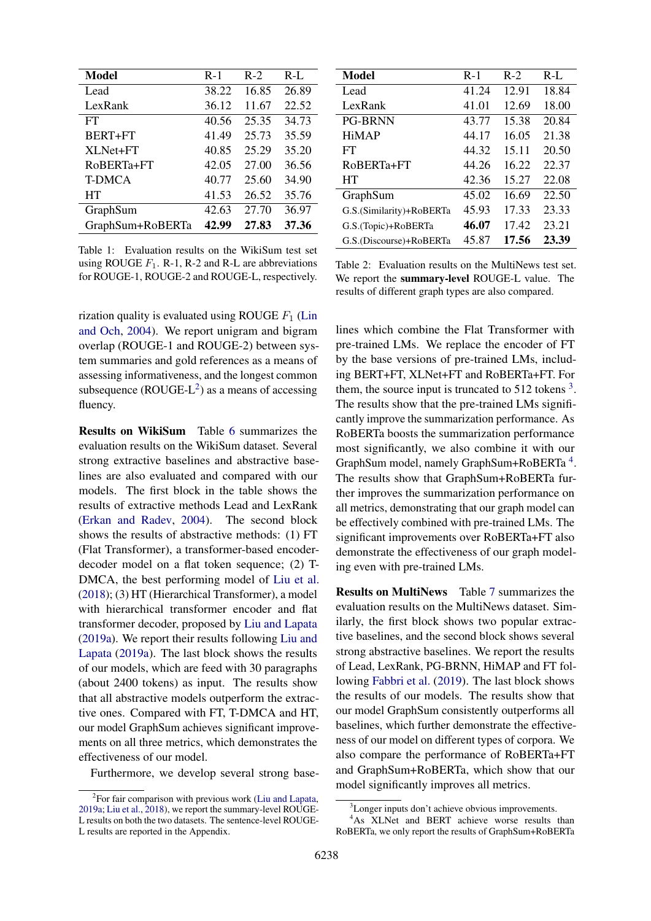| Model | R-1 | R-2 | R-L |
|---|---|---|---|
| Lead | 38.22 | 16.85 | 26.89 |
| LexRank | 36.12 | 11.67 | 22.52 |
| FT | 40.56 | 25.35 | 34.73 |
| BERT+FT | 41.49 | 25.73 | 35.59 |
| XLNet+FT | 40.85 | 25.29 | 35.20 |
| RoBERTa+FT | 42.05 | 27.00 | 36.56 |
| T-DMCA | 40.77 | 25.60 | 34.90 |
| HT | 41.53 | 26.52 | 35.76 |
| GraphSum | 42.63 | 27.70 | 36.97 |
| GraphSum+RoBERTa | **42.99** | **27.83** | **37.36** |

Table 1: Evaluation results on the WikiSum test set using ROUGE $F_1$. R-1, R-2 and R-L are abbreviations for ROUGE-1, ROUGE-2 and ROUGE-L, respectively.

| Model | R-1 | R-2 | R-L |
|---|---|---|---|
| Lead | 41.24 | 12.91 | 18.84 |
| LexRank | 41.01 | 12.69 | 18.00 |
| PG-BRNN | 43.77 | 15.38 | 20.84 |
| HiMAP | 44.17 | 16.05 | 21.38 |
| FT | 44.32 | 15.11 | 20.50 |
| RoBERTa+FT | 44.26 | 16.22 | 22.37 |
| HT | 42.36 | 15.27 | 22.08 |
| GraphSum | 45.02 | 16.69 | 22.50 |
| G.S.(Similarity)+RoBERTa | 45.93 | 17.33 | 23.33 |
| G.S.(Topic)+RoBERTa | **46.07** | 17.42 | 23.21 |
| G.S.(Discourse)+RoBERTa | 45.87 | **17.56** | **23.39** |

Table 2: Evaluation results on the MultiNews test set. We report the **summary-level** ROUGE-L value. The results of different graph types are also compared.

rization quality is evaluated using ROUGE $F_1$ (Lin and Och, 2004). We report unigram and bigram overlap (ROUGE-1 and ROUGE-2) between system summaries and gold references as a means of assessing informativeness, and the longest common subsequence (ROUGE-L[2]) as a means of accessing fluency.

**Results on WikiSum** Table 6 summarizes the evaluation results on the WikiSum dataset. Several strong extractive baselines and abstractive baselines are also evaluated and compared with our models. The first block in the table shows the results of extractive methods Lead and LexRank (Erkan and Radev, 2004). The second block shows the results of abstractive methods: (1) FT (Flat Transformer), a transformer-based encoder-decoder model on a flat token sequence; (2) T-DMCA, the best performing model of Liu et al. (2018); (3) HT (Hierarchical Transformer), a model with hierarchical transformer encoder and flat transformer decoder, proposed by Liu and Lapata (2019a). We report their results following Liu and Lapata (2019a). The last block shows the results of our models, which are feed with 30 paragraphs (about 2400 tokens) as input. The results show that all abstractive models outperform the extractive ones. Compared with FT, T-DMCA and HT, our model GraphSum achieves significant improvements on all three metrics, which demonstrates the effectiveness of our model.

Furthermore, we develop several strong baselines which combine the Flat Transformer with pre-trained LMs. We replace the encoder of FT by the base versions of pre-trained LMs, including BERT+FT, XLNet+FT and RoBERTa+FT. For them, the source input is truncated to 512 tokens [3]. The results show that the pre-trained LMs significantly improve the summarization performance. As RoBERTa boosts the summarization performance most significantly, we also combine it with our GraphSum model, namely GraphSum+RoBERTa [4]. The results show that GraphSum+RoBERTa further improves the summarization performance on all metrics, demonstrating that our graph model can be effectively combined with pre-trained LMs. The significant improvements over RoBERTa+FT also demonstrate the effectiveness of our graph modeling even with pre-trained LMs.

**Results on MultiNews** Table 7 summarizes the evaluation results on the MultiNews dataset. Similarly, the first block shows two popular extractive baselines, and the second block shows several strong abstractive baselines. We report the results of Lead, LexRank, PG-BRNN, HiMAP and FT following Fabbri et al. (2019). The last block shows the results of our models. The results show that our model GraphSum consistently outperforms all baselines, which further demonstrate the effectiveness of our model on different types of corpora. We also compare the performance of RoBERTa+FT and GraphSum+RoBERTa, which show that our model significantly improves all metrics.

[2] For fair comparison with previous work (Liu and Lapata, 2019a; Liu et al., 2018), we report the summary-level ROUGE-L results on both the two datasets. The sentence-level ROUGE-L results are reported in the Appendix.

[3] Longer inputs don't achieve obvious improvements.

[4] As XLNet and BERT achieve worse results than RoBERTa, we only report the results of GraphSum+RoBERTa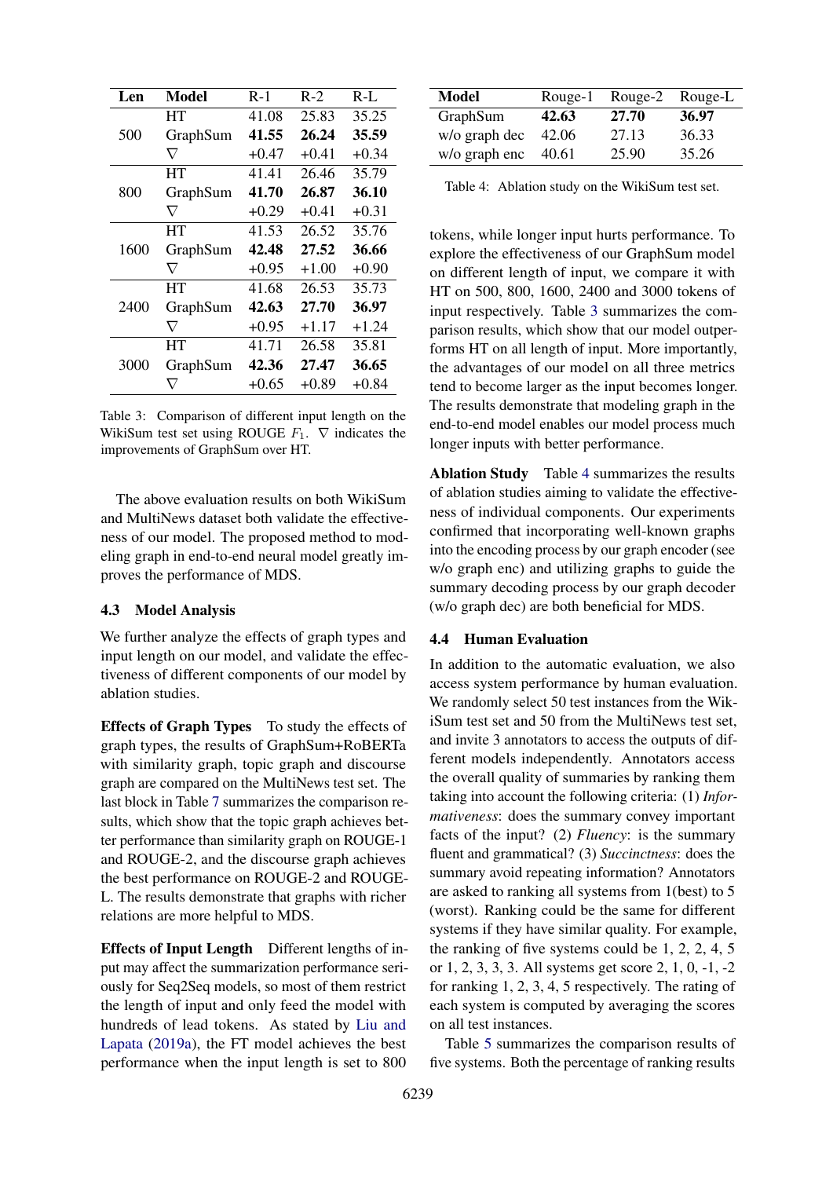| Len | Model | R-1 | R-2 | R-L |
|---|---|---|---|---|
| 500 | HT | 41.08 | 25.83 | 35.25 |
| | GraphSum | **41.55** | **26.24** | **35.59** |
| | $\nabla$ | +0.47 | +0.41 | +0.34 |
| 800 | HT | 41.41 | 26.46 | 35.79 |
| | GraphSum | **41.70** | **26.87** | **36.10** |
| | $\nabla$ | +0.29 | +0.41 | +0.31 |
| 1600 | HT | 41.53 | 26.52 | 35.76 |
| | GraphSum | **42.48** | **27.52** | **36.66** |
| | $\nabla$ | +0.95 | +1.00 | +0.90 |
| 2400 | HT | 41.68 | 26.53 | 35.73 |
| | GraphSum | **42.63** | **27.70** | **36.97** |
| | $\nabla$ | +0.95 | +1.17 | +1.24 |
| 3000 | HT | 41.71 | 26.58 | 35.81 |
| | GraphSum | **42.36** | **27.47** | **36.65** |
| | $\nabla$ | +0.65 | +0.89 | +0.84 |

Table 3: Comparison of different input length on the WikiSum test set using ROUGE $F_1$. $\nabla$ indicates the improvements of GraphSum over HT.

The above evaluation results on both WikiSum and MultiNews dataset both validate the effectiveness of our model. The proposed method to modeling graph in end-to-end neural model greatly improves the performance of MDS.

### 4.3 Model Analysis

We further analyze the effects of graph types and input length on our model, and validate the effectiveness of different components of our model by ablation studies.

**Effects of Graph Types** To study the effects of graph types, the results of GraphSum+RoBERTa with similarity graph, topic graph and discourse graph are compared on the MultiNews test set. The last block in Table 7 summarizes the comparison results, which show that the topic graph achieves better performance than similarity graph on ROUGE-1 and ROUGE-2, and the discourse graph achieves the best performance on ROUGE-2 and ROUGE-L. The results demonstrate that graphs with richer relations are more helpful to MDS.

**Effects of Input Length** Different lengths of input may affect the summarization performance seriously for Seq2Seq models, so most of them restrict the length of input and only feed the model with hundreds of lead tokens. As stated by Liu and Lapata (2019a), the FT model achieves the best performance when the input length is set to 800 tokens, while longer input hurts performance. To explore the effectiveness of our GraphSum model on different length of input, we compare it with HT on 500, 800, 1600, 2400 and 3000 tokens of input respectively. Table 3 summarizes the comparison results, which show that our model outperforms HT on all length of input. More importantly, the advantages of our model on all three metrics tend to become larger as the input becomes longer. The results demonstrate that modeling graph in the end-to-end model enables our model process much longer inputs with better performance.

| Model | Rouge-1 | Rouge-2 | Rouge-L |
|---|---|---|---|
| GraphSum | **42.63** | **27.70** | **36.97** |
| w/o graph dec | 42.06 | 27.13 | 36.33 |
| w/o graph enc | 40.61 | 25.90 | 35.26 |

Table 4: Ablation study on the WikiSum test set.

**Ablation Study** Table 4 summarizes the results of ablation studies aiming to validate the effectiveness of individual components. Our experiments confirmed that incorporating well-known graphs into the encoding process by our graph encoder (see w/o graph enc) and utilizing graphs to guide the summary decoding process by our graph decoder (w/o graph dec) are both beneficial for MDS.

### 4.4 Human Evaluation

In addition to the automatic evaluation, we also access system performance by human evaluation. We randomly select 50 test instances from the WikiSum test set and 50 from the MultiNews test set, and invite 3 annotators to access the outputs of different models independently. Annotators access the overall quality of summaries by ranking them taking into account the following criteria: (1) *Informativeness*: does the summary convey important facts of the input? (2) *Fluency*: is the summary fluent and grammatical? (3) *Succinctness*: does the summary avoid repeating information? Annotators are asked to ranking all systems from 1(best) to 5 (worst). Ranking could be the same for different systems if they have similar quality. For example, the ranking of five systems could be 1, 2, 2, 4, 5 or 1, 2, 3, 3, 3. All systems get score 2, 1, 0, -1, -2 for ranking 1, 2, 3, 4, 5 respectively. The rating of each system is computed by averaging the scores on all test instances.

Table 5 summarizes the comparison results of five systems. Both the percentage of ranking results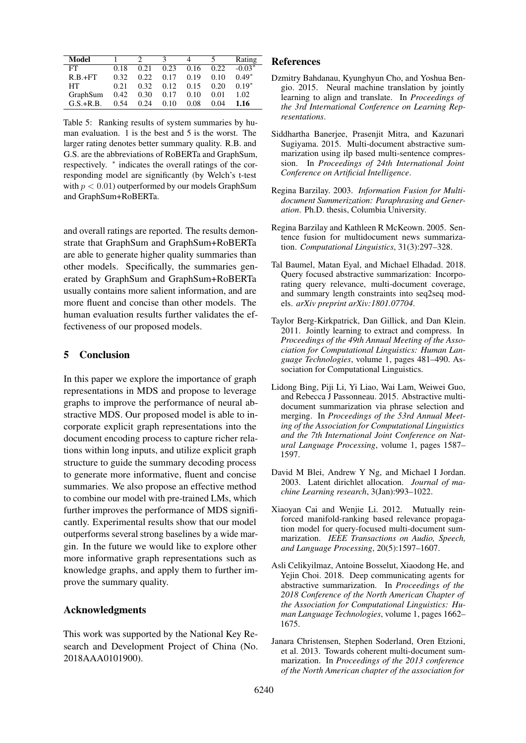| Model | 1 | 2 | 3 | 4 | 5 | Rating |
|---|---|---|---|---|---|---|
| FT | 0.18 | 0.21 | 0.23 | 0.16 | 0.22 | -0.03* |
| R.B.+FT | 0.32 | 0.22 | 0.17 | 0.19 | 0.10 | 0.49* |
| HT | 0.21 | 0.32 | 0.12 | 0.15 | 0.20 | 0.19* |
| GraphSum | 0.42 | 0.30 | 0.17 | 0.10 | 0.01 | 1.02 |
| G.S.+R.B. | 0.54 | 0.24 | 0.10 | 0.08 | 0.04 | **1.16** |

Table 5: Ranking results of system summaries by human evaluation. 1 is the best and 5 is the worst. The larger rating denotes better summary quality. R.B. and G.S. are the abbreviations of RoBERTa and GraphSum, respectively. * indicates the overall ratings of the corresponding model are significantly (by Welch's t-test with $p < 0.01$) outperformed by our models GraphSum and GraphSum+RoBERTa.

and overall ratings are reported. The results demonstrate that GraphSum and GraphSum+RoBERTa are able to generate higher quality summaries than other models. Specifically, the summaries generated by GraphSum and GraphSum+RoBERTa usually contains more salient information, and are more fluent and concise than other models. The human evaluation results further validates the effectiveness of our proposed models.

## 5 Conclusion

In this paper we explore the importance of graph representations in MDS and propose to leverage graphs to improve the performance of neural abstractive MDS. Our proposed model is able to incorporate explicit graph representations into the document encoding process to capture richer relations within long inputs, and utilize explicit graph structure to guide the summary decoding process to generate more informative, fluent and concise summaries. We also propose an effective method to combine our model with pre-trained LMs, which further improves the performance of MDS significantly. Experimental results show that our model outperforms several strong baselines by a wide margin. In the future we would like to explore other more informative graph representations such as knowledge graphs, and apply them to further improve the summary quality.

## Acknowledgments

This work was supported by the National Key Research and Development Project of China (No. 2018AAA0101900).

## References

Dzmitry Bahdanau, Kyunghyun Cho, and Yoshua Bengio. 2015. Neural machine translation by jointly learning to align and translate. In *Proceedings of the 3rd International Conference on Learning Representations*.

Siddhartha Banerjee, Prasenjit Mitra, and Kazunari Sugiyama. 2015. Multi-document abstractive summarization using ilp based multi-sentence compression. In *Proceedings of 24th International Joint Conference on Artificial Intelligence*.

Regina Barzilay. 2003. *Information Fusion for Multi-document Summerization: Paraphrasing and Generation*. Ph.D. thesis, Columbia University.

Regina Barzilay and Kathleen R McKeown. 2005. Sentence fusion for multidocument news summarization. *Computational Linguistics*, 31(3):297–328.

Tal Baumel, Matan Eyal, and Michael Elhadad. 2018. Query focused abstractive summarization: Incorporating query relevance, multi-document coverage, and summary length constraints into seq2seq models. *arXiv preprint arXiv:1801.07704*.

Taylor Berg-Kirkpatrick, Dan Gillick, and Dan Klein. 2011. Jointly learning to extract and compress. In *Proceedings of the 49th Annual Meeting of the Association for Computational Linguistics: Human Language Technologies*, volume 1, pages 481–490. Association for Computational Linguistics.

Lidong Bing, Piji Li, Yi Liao, Wai Lam, Weiwei Guo, and Rebecca J Passonneau. 2015. Abstractive multi-document summarization via phrase selection and merging. In *Proceedings of the 53rd Annual Meeting of the Association for Computational Linguistics and the 7th International Joint Conference on Natural Language Processing*, volume 1, pages 1587–1597.

David M Blei, Andrew Y Ng, and Michael I Jordan. 2003. Latent dirichlet allocation. *Journal of machine Learning research*, 3(Jan):993–1022.

Xiaoyan Cai and Wenjie Li. 2012. Mutually reinforced manifold-ranking based relevance propagation model for query-focused multi-document summarization. *IEEE Transactions on Audio, Speech, and Language Processing*, 20(5):1597–1607.

Asli Celikyilmaz, Antoine Bosselut, Xiaodong He, and Yejin Choi. 2018. Deep communicating agents for abstractive summarization. In *Proceedings of the 2018 Conference of the North American Chapter of the Association for Computational Linguistics: Human Language Technologies*, volume 1, pages 1662–1675.

Janara Christensen, Stephen Soderland, Oren Etzioni, et al. 2013. Towards coherent multi-document summarization. In *Proceedings of the 2013 conference of the North American chapter of the association for*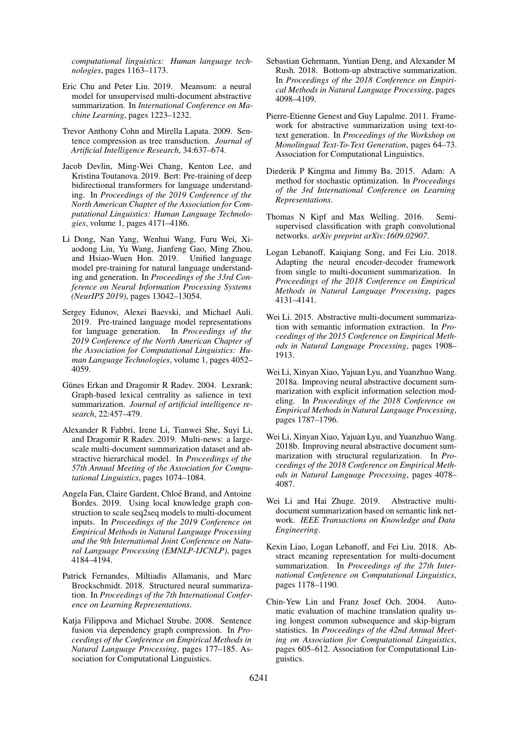*computational linguistics: Human language technologies*, pages 1163–1173.

Eric Chu and Peter Liu. 2019. Meansum: a neural model for unsupervised multi-document abstractive summarization. In *International Conference on Machine Learning*, pages 1223–1232.

Trevor Anthony Cohn and Mirella Lapata. 2009. Sentence compression as tree transduction. *Journal of Artificial Intelligence Research*, 34:637–674.

Jacob Devlin, Ming-Wei Chang, Kenton Lee, and Kristina Toutanova. 2019. Bert: Pre-training of deep bidirectional transformers for language understanding. In *Proceedings of the 2019 Conference of the North American Chapter of the Association for Computational Linguistics: Human Language Technologies*, volume 1, pages 4171–4186.

Li Dong, Nan Yang, Wenhui Wang, Furu Wei, Xiaodong Liu, Yu Wang, Jianfeng Gao, Ming Zhou, and Hsiao-Wuen Hon. 2019. Unified language model pre-training for natural language understanding and generation. In *Proceedings of the 33rd Conference on Neural Information Processing Systems (NeurIPS 2019)*, pages 13042–13054.

Sergey Edunov, Alexei Baevski, and Michael Auli. 2019. Pre-trained language model representations for language generation. In *Proceedings of the 2019 Conference of the North American Chapter of the Association for Computational Linguistics: Human Language Technologies*, volume 1, pages 4052–4059.

Günes Erkan and Dragomir R Radev. 2004. Lexrank: Graph-based lexical centrality as salience in text summarization. *Journal of artificial intelligence research*, 22:457–479.

Alexander R Fabbri, Irene Li, Tianwei She, Suyi Li, and Dragomir R Radev. 2019. Multi-news: a large-scale multi-document summarization dataset and abstractive hierarchical model. In *Proceedings of the 57th Annual Meeting of the Association for Computational Linguistics*, pages 1074–1084.

Angela Fan, Claire Gardent, Chloé Braud, and Antoine Bordes. 2019. Using local knowledge graph construction to scale seq2seq models to multi-document inputs. In *Proceedings of the 2019 Conference on Empirical Methods in Natural Language Processing and the 9th International Joint Conference on Natural Language Processing (EMNLP-IJCNLP)*, pages 4184–4194.

Patrick Fernandes, Miltiadis Allamanis, and Marc Brockschmidt. 2018. Structured neural summarization. In *Proceedings of the 7th International Conference on Learning Representations*.

Katja Filippova and Michael Strube. 2008. Sentence fusion via dependency graph compression. In *Proceedings of the Conference on Empirical Methods in Natural Language Processing*, pages 177–185. Association for Computational Linguistics.

Sebastian Gehrmann, Yuntian Deng, and Alexander M Rush. 2018. Bottom-up abstractive summarization. In *Proceedings of the 2018 Conference on Empirical Methods in Natural Language Processing*, pages 4098–4109.

Pierre-Etienne Genest and Guy Lapalme. 2011. Framework for abstractive summarization using text-to-text generation. In *Proceedings of the Workshop on Monolingual Text-To-Text Generation*, pages 64–73. Association for Computational Linguistics.

Diederik P Kingma and Jimmy Ba. 2015. Adam: A method for stochastic optimization. In *Proceedings of the 3rd International Conference on Learning Representations*.

Thomas N Kipf and Max Welling. 2016. Semi-supervised classification with graph convolutional networks. *arXiv preprint arXiv:1609.02907*.

Logan Lebanoff, Kaiqiang Song, and Fei Liu. 2018. Adapting the neural encoder-decoder framework from single to multi-document summarization. In *Proceedings of the 2018 Conference on Empirical Methods in Natural Language Processing*, pages 4131–4141.

Wei Li. 2015. Abstractive multi-document summarization with semantic information extraction. In *Proceedings of the 2015 Conference on Empirical Methods in Natural Language Processing*, pages 1908–1913.

Wei Li, Xinyan Xiao, Yajuan Lyu, and Yuanzhuo Wang. 2018a. Improving neural abstractive document summarization with explicit information selection modeling. In *Proceedings of the 2018 Conference on Empirical Methods in Natural Language Processing*, pages 1787–1796.

Wei Li, Xinyan Xiao, Yajuan Lyu, and Yuanzhuo Wang. 2018b. Improving neural abstractive document summarization with structural regularization. In *Proceedings of the 2018 Conference on Empirical Methods in Natural Language Processing*, pages 4078–4087.

Wei Li and Hai Zhuge. 2019. Abstractive multi-document summarization based on semantic link network. *IEEE Transactions on Knowledge and Data Engineering*.

Kexin Liao, Logan Lebanoff, and Fei Liu. 2018. Abstract meaning representation for multi-document summarization. In *Proceedings of the 27th International Conference on Computational Linguistics*, pages 1178–1190.

Chin-Yew Lin and Franz Josef Och. 2004. Automatic evaluation of machine translation quality using longest common subsequence and skip-bigram statistics. In *Proceedings of the 42nd Annual Meeting on Association for Computational Linguistics*, pages 605–612. Association for Computational Linguistics.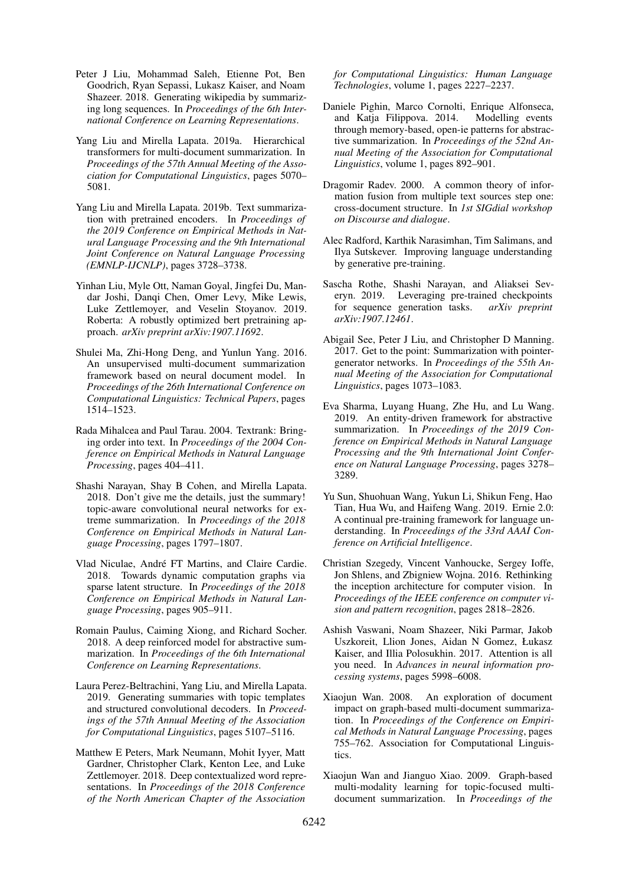Peter J Liu, Mohammad Saleh, Etienne Pot, Ben Goodrich, Ryan Sepassi, Lukasz Kaiser, and Noam Shazeer. 2018. Generating wikipedia by summarizing long sequences. In *Proceedings of the 6th International Conference on Learning Representations*.

Yang Liu and Mirella Lapata. 2019a. Hierarchical transformers for multi-document summarization. In *Proceedings of the 57th Annual Meeting of the Association for Computational Linguistics*, pages 5070–5081.

Yang Liu and Mirella Lapata. 2019b. Text summarization with pretrained encoders. In *Proceedings of the 2019 Conference on Empirical Methods in Natural Language Processing and the 9th International Joint Conference on Natural Language Processing (EMNLP-IJCNLP)*, pages 3728–3738.

Yinhan Liu, Myle Ott, Naman Goyal, Jingfei Du, Mandar Joshi, Danqi Chen, Omer Levy, Mike Lewis, Luke Zettlemoyer, and Veselin Stoyanov. 2019. Roberta: A robustly optimized bert pretraining approach. *arXiv preprint arXiv:1907.11692*.

Shulei Ma, Zhi-Hong Deng, and Yunlun Yang. 2016. An unsupervised multi-document summarization framework based on neural document model. In *Proceedings of the 26th International Conference on Computational Linguistics: Technical Papers*, pages 1514–1523.

Rada Mihalcea and Paul Tarau. 2004. Textrank: Bringing order into text. In *Proceedings of the 2004 Conference on Empirical Methods in Natural Language Processing*, pages 404–411.

Shashi Narayan, Shay B Cohen, and Mirella Lapata. 2018. Don't give me the details, just the summary! topic-aware convolutional neural networks for extreme summarization. In *Proceedings of the 2018 Conference on Empirical Methods in Natural Language Processing*, pages 1797–1807.

Vlad Niculae, André FT Martins, and Claire Cardie. 2018. Towards dynamic computation graphs via sparse latent structure. In *Proceedings of the 2018 Conference on Empirical Methods in Natural Language Processing*, pages 905–911.

Romain Paulus, Caiming Xiong, and Richard Socher. 2018. A deep reinforced model for abstractive summarization. In *Proceedings of the 6th International Conference on Learning Representations*.

Laura Perez-Beltrachini, Yang Liu, and Mirella Lapata. 2019. Generating summaries with topic templates and structured convolutional decoders. In *Proceedings of the 57th Annual Meeting of the Association for Computational Linguistics*, pages 5107–5116.

Matthew E Peters, Mark Neumann, Mohit Iyyer, Matt Gardner, Christopher Clark, Kenton Lee, and Luke Zettlemoyer. 2018. Deep contextualized word representations. In *Proceedings of the 2018 Conference of the North American Chapter of the Association for Computational Linguistics: Human Language Technologies*, volume 1, pages 2227–2237.

Daniele Pighin, Marco Cornolti, Enrique Alfonseca, and Katja Filippova. 2014. Modelling events through memory-based, open-ie patterns for abstractive summarization. In *Proceedings of the 52nd Annual Meeting of the Association for Computational Linguistics*, volume 1, pages 892–901.

Dragomir Radev. 2000. A common theory of information fusion from multiple text sources step one: cross-document structure. In *1st SIGdial workshop on Discourse and dialogue*.

Alec Radford, Karthik Narasimhan, Tim Salimans, and Ilya Sutskever. Improving language understanding by generative pre-training.

Sascha Rothe, Shashi Narayan, and Aliaksei Severyn. 2019. Leveraging pre-trained checkpoints for sequence generation tasks. *arXiv preprint arXiv:1907.12461*.

Abigail See, Peter J Liu, and Christopher D Manning. 2017. Get to the point: Summarization with pointer-generator networks. In *Proceedings of the 55th Annual Meeting of the Association for Computational Linguistics*, pages 1073–1083.

Eva Sharma, Luyang Huang, Zhe Hu, and Lu Wang. 2019. An entity-driven framework for abstractive summarization. In *Proceedings of the 2019 Conference on Empirical Methods in Natural Language Processing and the 9th International Joint Conference on Natural Language Processing*, pages 3278–3289.

Yu Sun, Shuohuan Wang, Yukun Li, Shikun Feng, Hao Tian, Hua Wu, and Haifeng Wang. 2019. Ernie 2.0: A continual pre-training framework for language understanding. In *Proceedings of the 33rd AAAI Conference on Artificial Intelligence*.

Christian Szegedy, Vincent Vanhoucke, Sergey Ioffe, Jon Shlens, and Zbigniew Wojna. 2016. Rethinking the inception architecture for computer vision. In *Proceedings of the IEEE conference on computer vision and pattern recognition*, pages 2818–2826.

Ashish Vaswani, Noam Shazeer, Niki Parmar, Jakob Uszkoreit, Llion Jones, Aidan N Gomez, Łukasz Kaiser, and Illia Polosukhin. 2017. Attention is all you need. In *Advances in neural information processing systems*, pages 5998–6008.

Xiaojun Wan. 2008. An exploration of document impact on graph-based multi-document summarization. In *Proceedings of the Conference on Empirical Methods in Natural Language Processing*, pages 755–762. Association for Computational Linguistics.

Xiaojun Wan and Jianguo Xiao. 2009. Graph-based multi-modality learning for topic-focused multi-document summarization. In *Proceedings of the*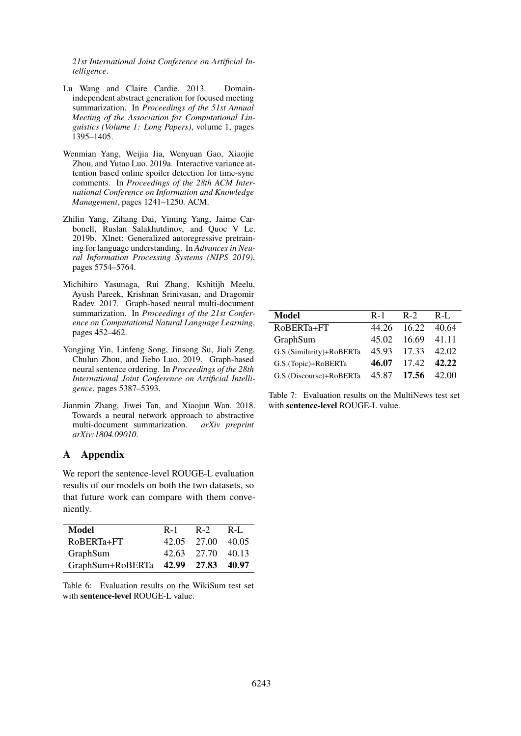21st International Joint Conference on Artificial Intelligence*.

Lu Wang and Claire Cardie. 2013. Domain-independent abstract generation for focused meeting summarization. In *Proceedings of the 51st Annual Meeting of the Association for Computational Linguistics (Volume 1: Long Papers)*, volume 1, pages 1395–1405.

Wenmian Yang, Weijia Jia, Wenyuan Gao, Xiaojie Zhou, and Yutao Luo. 2019a. Interactive variance attention based online spoiler detection for time-sync comments. In *Proceedings of the 28th ACM International Conference on Information and Knowledge Management*, pages 1241–1250. ACM.

Zhilin Yang, Zihang Dai, Yiming Yang, Jaime Carbonell, Ruslan Salakhutdinov, and Quoc V Le. 2019b. Xlnet: Generalized autoregressive pretraining for language understanding. In *Advances in Neural Information Processing Systems (NIPS 2019)*, pages 5754–5764.

Michihiro Yasunaga, Rui Zhang, Kshitijh Meelu, Ayush Pareek, Krishnan Srinivasan, and Dragomir Radev. 2017. Graph-based neural multi-document summarization. In *Proceedings of the 21st Conference on Computational Natural Language Learning*, pages 452–462.

Yongjing Yin, Linfeng Song, Jinsong Su, Jiali Zeng, Chulun Zhou, and Jiebo Luo. 2019. Graph-based neural sentence ordering. In *Proceedings of the 28th International Joint Conference on Artificial Intelligence*, pages 5387–5393.

Jianmin Zhang, Jiwei Tan, and Xiaojun Wan. 2018. Towards a neural network approach to abstractive multi-document summarization. *arXiv preprint arXiv:1804.09010*.

# A Appendix

We report the sentence-level ROUGE-L evaluation results of our models on both the two datasets, so that future work can compare with them conveniently.

| **Model** | R-1 | R-2 | R-L |
|---|---|---|---|
| RoBERTa+FT | 42.05 | 27.00 | 40.05 |
| GraphSum | 42.63 | 27.70 | 40.13 |
| GraphSum+RoBERTa | **42.99** | **27.83** | **40.97** |

Table 6: Evaluation results on the WikiSum test set with **sentence-level** ROUGE-L value.

| **Model** | R-1 | R-2 | R-L |
|---|---|---|---|
| RoBERTa+FT | 44.26 | 16.22 | 40.64 |
| GraphSum | 45.02 | 16.69 | 41.11 |
| G.S.(Similarity)+RoBERTa | 45.93 | 17.33 | 42.02 |
| G.S.(Topic)+RoBERTa | **46.07** | 17.42 | **42.22** |
| G.S.(Discourse)+RoBERTa | 45.87 | **17.56** | 42.00 |

Table 7: Evaluation results on the MultiNews test set with **sentence-level** ROUGE-L value.